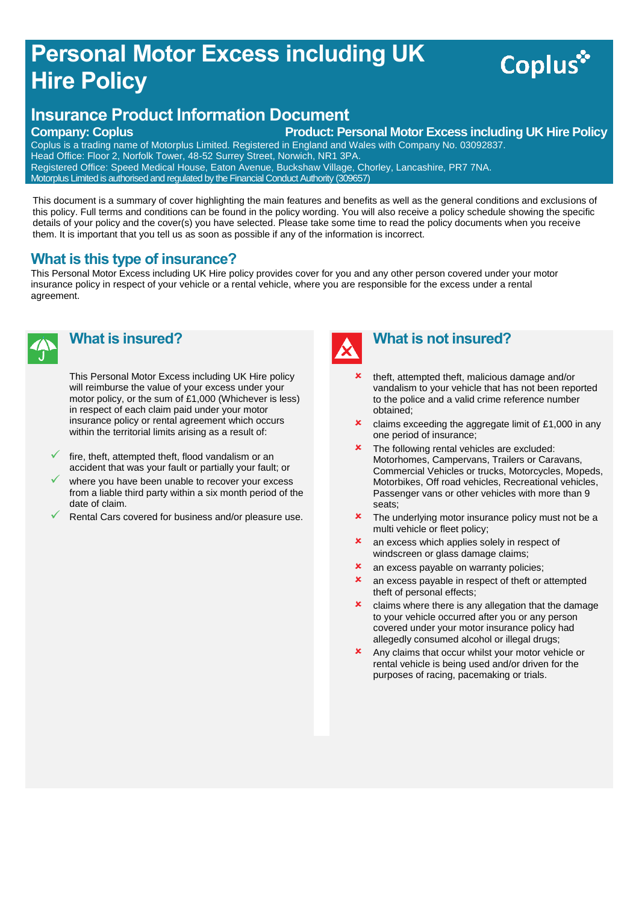# Personal Motor Excess including UK Hire Policy

Coplus

## Insurance Product Information Document

**Company: Coplus** **Product: Personal Motor Excess including UK Hire Policy**

Coplus is a trading name of Motorplus Limited. Registered in England and Wales with Company No. 03092837.
Head Office: Floor 2, Norfolk Tower, 48-52 Surrey Street, Norwich, NR1 3PA.
Registered Office: Speed Medical House, Eaton Avenue, Buckshaw Village, Chorley, Lancashire, PR7 7NA.
Motorplus Limited is authorised and regulated by the Financial Conduct Authority (309657)

This document is a summary of cover highlighting the main features and benefits as well as the general conditions and exclusions of this policy. Full terms and conditions can be found in the policy wording. You will also receive a policy schedule showing the specific details of your policy and the cover(s) you have selected. Please take some time to read the policy documents when you receive them. It is important that you tell us as soon as possible if any of the information is incorrect.

## What is this type of insurance?

This Personal Motor Excess including UK Hire policy provides cover for you and any other person covered under your motor insurance policy in respect of your vehicle or a rental vehicle, where you are responsible for the excess under a rental agreement.

## What is insured?

This Personal Motor Excess including UK Hire policy will reimburse the value of your excess under your motor policy, or the sum of £1,000 (Whichever is less) in respect of each claim paid under your motor insurance policy or rental agreement which occurs within the territorial limits arising as a result of:

- ✓ fire, theft, attempted theft, flood vandalism or an accident that was your fault or partially your fault; or
- ✓ where you have been unable to recover your excess from a liable third party within a six month period of the date of claim.
- ✓ Rental Cars covered for business and/or pleasure use.

## What is not insured?

- ✗ theft, attempted theft, malicious damage and/or vandalism to your vehicle that has not been reported to the police and a valid crime reference number obtained;
- ✗ claims exceeding the aggregate limit of £1,000 in any one period of insurance;
- ✗ The following rental vehicles are excluded: Motorhomes, Campervans, Trailers or Caravans, Commercial Vehicles or trucks, Motorcycles, Mopeds, Motorbikes, Off road vehicles, Recreational vehicles, Passenger vans or other vehicles with more than 9 seats;
- ✗ The underlying motor insurance policy must not be a multi vehicle or fleet policy;
- ✗ an excess which applies solely in respect of windscreen or glass damage claims;
- ✗ an excess payable on warranty policies;
- ✗ an excess payable in respect of theft or attempted theft of personal effects;
- ✗ claims where there is any allegation that the damage to your vehicle occurred after you or any person covered under your motor insurance policy had allegedly consumed alcohol or illegal drugs;
- ✗ Any claims that occur whilst your motor vehicle or rental vehicle is being used and/or driven for the purposes of racing, pacemaking or trials.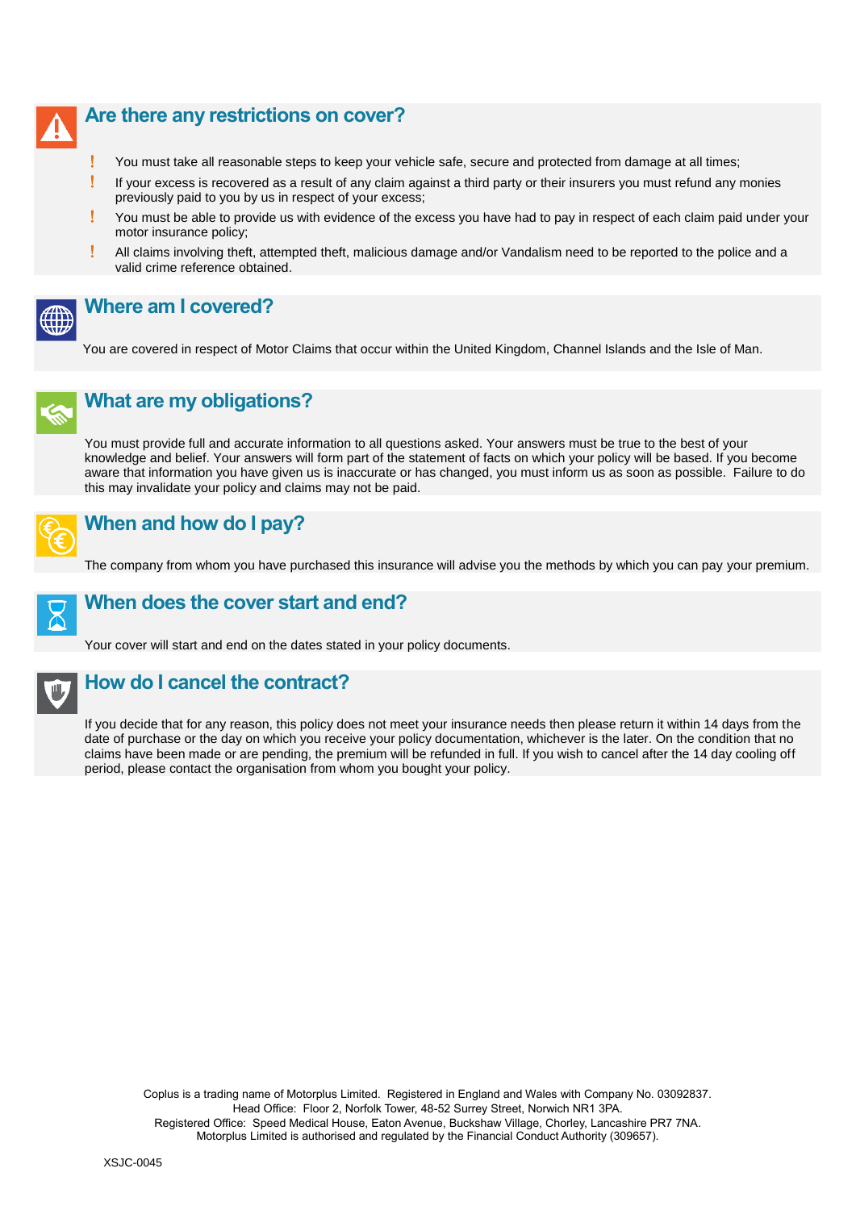## Are there any restrictions on cover?

- You must take all reasonable steps to keep your vehicle safe, secure and protected from damage at all times;
- If your excess is recovered as a result of any claim against a third party or their insurers you must refund any monies previously paid to you by us in respect of your excess;
- You must be able to provide us with evidence of the excess you have had to pay in respect of each claim paid under your motor insurance policy;
- All claims involving theft, attempted theft, malicious damage and/or Vandalism need to be reported to the police and a valid crime reference obtained.

## Where am I covered?

You are covered in respect of Motor Claims that occur within the United Kingdom, Channel Islands and the Isle of Man.

## What are my obligations?

You must provide full and accurate information to all questions asked. Your answers must be true to the best of your knowledge and belief. Your answers will form part of the statement of facts on which your policy will be based. If you become aware that information you have given us is inaccurate or has changed, you must inform us as soon as possible. Failure to do this may invalidate your policy and claims may not be paid.

## When and how do I pay?

The company from whom you have purchased this insurance will advise you the methods by which you can pay your premium.

## When does the cover start and end?

Your cover will start and end on the dates stated in your policy documents.

## How do I cancel the contract?

If you decide that for any reason, this policy does not meet your insurance needs then please return it within 14 days from the date of purchase or the day on which you receive your policy documentation, whichever is the later. On the condition that no claims have been made or are pending, the premium will be refunded in full. If you wish to cancel after the 14 day cooling off period, please contact the organisation from whom you bought your policy.

Coplus is a trading name of Motorplus Limited. Registered in England and Wales with Company No. 03092837.
Head Office: Floor 2, Norfolk Tower, 48-52 Surrey Street, Norwich NR1 3PA.
Registered Office: Speed Medical House, Eaton Avenue, Buckshaw Village, Chorley, Lancashire PR7 7NA.
Motorplus Limited is authorised and regulated by the Financial Conduct Authority (309657).

XSJC-0045